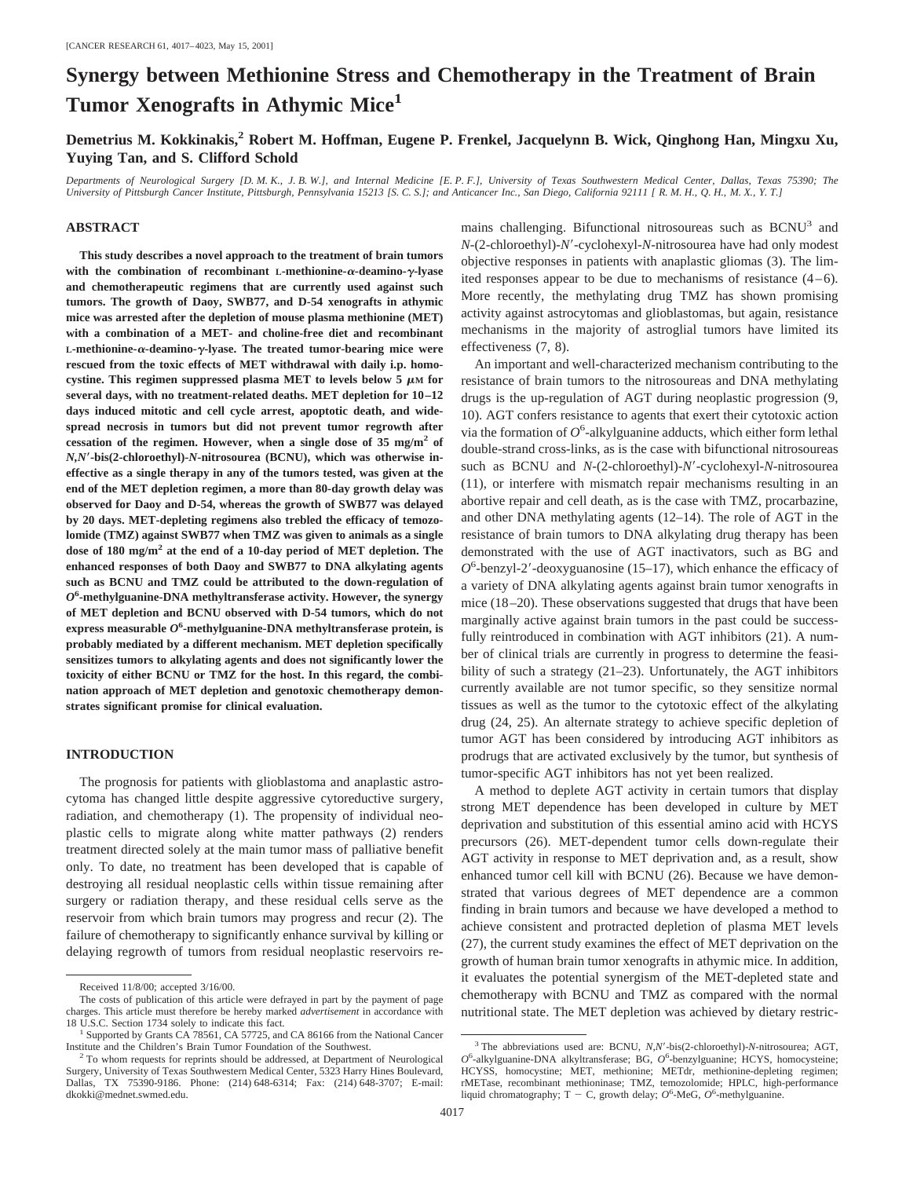# Synergy between Methionine Stress and Chemotherapy in the Treatment of Brain Tumor Xenografts in Athymic Mice[1]

**Demetrius M. Kokkinakis,[2] Robert M. Hoffman, Eugene P. Frenkel, Jacquelynn B. Wick, Qinghong Han, Mingxu Xu, Yuying Tan, and S. Clifford Schold**

*Departments of Neurological Surgery [D. M. K., J. B. W.], and Internal Medicine [E. P. F.], University of Texas Southwestern Medical Center, Dallas, Texas 75390; The University of Pittsburgh Cancer Institute, Pittsburgh, Pennsylvania 15213 [S. C. S.]; and Anticancer Inc., San Diego, California 92111 [ R. M. H., Q. H., M. X., Y. T.]*

## ABSTRACT

**This study describes a novel approach to the treatment of brain tumors with the combination of recombinant L-methionine-α-deamino-γ-lyase and chemotherapeutic regimens that are currently used against such tumors. The growth of Daoy, SWB77, and D-54 xenografts in athymic mice was arrested after the depletion of mouse plasma methionine (MET) with a combination of a MET- and choline-free diet and recombinant L-methionine-α-deamino-γ-lyase. The treated tumor-bearing mice were rescued from the toxic effects of MET withdrawal with daily i.p. homocystine. This regimen suppressed plasma MET to levels below 5 μM for several days, with no treatment-related deaths. MET depletion for 10–12 days induced mitotic and cell cycle arrest, apoptotic death, and widespread necrosis in tumors but did not prevent tumor regrowth after cessation of the regimen. However, when a single dose of 35 mg/m$^2$ of *N*,*N*′-bis(2-chloroethyl)-*N*-nitrosourea (BCNU), which was otherwise ineffective as a single therapy in any of the tumors tested, was given at the end of the MET depletion regimen, a more than 80-day growth delay was observed for Daoy and D-54, whereas the growth of SWB77 was delayed by 20 days. MET-depleting regimens also trebled the efficacy of temozolomide (TMZ) against SWB77 when TMZ was given to animals as a single dose of 180 mg/m$^2$ at the end of a 10-day period of MET depletion. The enhanced responses of both Daoy and SWB77 to DNA alkylating agents such as BCNU and TMZ could be attributed to the down-regulation of *O*$^6$-methylguanine-DNA methyltransferase activity. However, the synergy of MET depletion and BCNU observed with D-54 tumors, which do not express measurable *O*$^6$-methylguanine-DNA methyltransferase protein, is probably mediated by a different mechanism. MET depletion specifically sensitizes tumors to alkylating agents and does not significantly lower the toxicity of either BCNU or TMZ for the host. In this regard, the combination approach of MET depletion and genotoxic chemotherapy demonstrates significant promise for clinical evaluation.**

## INTRODUCTION

The prognosis for patients with glioblastoma and anaplastic astrocytoma has changed little despite aggressive cytoreductive surgery, radiation, and chemotherapy (1). The propensity of individual neoplastic cells to migrate along white matter pathways (2) renders treatment directed solely at the main tumor mass of palliative benefit only. To date, no treatment has been developed that is capable of destroying all residual neoplastic cells within tissue remaining after surgery or radiation therapy, and these residual cells serve as the reservoir from which brain tumors may progress and recur (2). The failure of chemotherapy to significantly enhance survival by killing or delaying regrowth of tumors from residual neoplastic reservoirs remains challenging. Bifunctional nitrosoureas such as BCNU[3] and *N*-(2-chloroethyl)-*N*′-cyclohexyl-*N*-nitrosourea have had only modest objective responses in patients with anaplastic gliomas (3). The limited responses appear to be due to mechanisms of resistance (4–6). More recently, the methylating drug TMZ has shown promising activity against astrocytomas and glioblastomas, but again, resistance mechanisms in the majority of astroglial tumors have limited its effectiveness (7, 8).

An important and well-characterized mechanism contributing to the resistance of brain tumors to the nitrosoureas and DNA methylating drugs is the up-regulation of AGT during neoplastic progression (9, 10). AGT confers resistance to agents that exert their cytotoxic action via the formation of *O*$^6$-alkylguanine adducts, which either form lethal double-strand cross-links, as is the case with bifunctional nitrosoureas such as BCNU and *N*-(2-chloroethyl)-*N*′-cyclohexyl-*N*-nitrosourea (11), or interfere with mismatch repair mechanisms resulting in an abortive repair and cell death, as is the case with TMZ, procarbazine, and other DNA methylating agents (12–14). The role of AGT in the resistance of brain tumors to DNA alkylating drug therapy has been demonstrated with the use of AGT inactivators, such as BG and *O*$^6$-benzyl-2′-deoxyguanosine (15–17), which enhance the efficacy of a variety of DNA alkylating agents against brain tumor xenografts in mice (18–20). These observations suggested that drugs that have been marginally active against brain tumors in the past could be successfully reintroduced in combination with AGT inhibitors (21). A number of clinical trials are currently in progress to determine the feasibility of such a strategy (21–23). Unfortunately, the AGT inhibitors currently available are not tumor specific, so they sensitize normal tissues as well as the tumor to the cytotoxic effect of the alkylating drug (24, 25). An alternate strategy to achieve specific depletion of tumor AGT has been considered by introducing AGT inhibitors as prodrugs that are activated exclusively by the tumor, but synthesis of tumor-specific AGT inhibitors has not yet been realized.

A method to deplete AGT activity in certain tumors that display strong MET dependence has been developed in culture by MET deprivation and substitution of this essential amino acid with HCYS precursors (26). MET-dependent tumor cells down-regulate their AGT activity in response to MET deprivation and, as a result, show enhanced tumor cell kill with BCNU (26). Because we have demonstrated that various degrees of MET dependence are a common finding in brain tumors and because we have developed a method to achieve consistent and protracted depletion of plasma MET levels (27), the current study examines the effect of MET deprivation on the growth of human brain tumor xenografts in athymic mice. In addition, it evaluates the potential synergism of the MET-depleted state and chemotherapy with BCNU and TMZ as compared with the normal nutritional state. The MET depletion was achieved by dietary restric-

---

Received 11/8/00; accepted 3/16/00.

The costs of publication of this article were defrayed in part by the payment of page charges. This article must therefore be hereby marked *advertisement* in accordance with 18 U.S.C. Section 1734 solely to indicate this fact.

[1] Supported by Grants CA 78561, CA 57725, and CA 86166 from the National Cancer Institute and the Children's Brain Tumor Foundation of the Southwest.

[2] To whom requests for reprints should be addressed, at Department of Neurological Surgery, University of Texas Southwestern Medical Center, 5323 Harry Hines Boulevard, Dallas, TX 75390-9186. Phone: (214) 648-6314; Fax: (214) 648-3707; E-mail: dkokki@mednet.swmed.edu.

[3] The abbreviations used are: BCNU, *N*,*N*′-bis(2-chloroethyl)-*N*-nitrosourea; AGT, *O*$^6$-alkylguanine-DNA alkyltransferase; BG, *O*$^6$-benzylguanine; HCYS, homocysteine; HCYSS, homocystine; MET, methionine; METdr, methionine-depleting regimen; rMETase, recombinant methioninase; TMZ, temozolomide; HPLC, high-performance liquid chromatography; T − C, growth delay; *O*$^6$-MeG, *O*$^6$-methylguanine.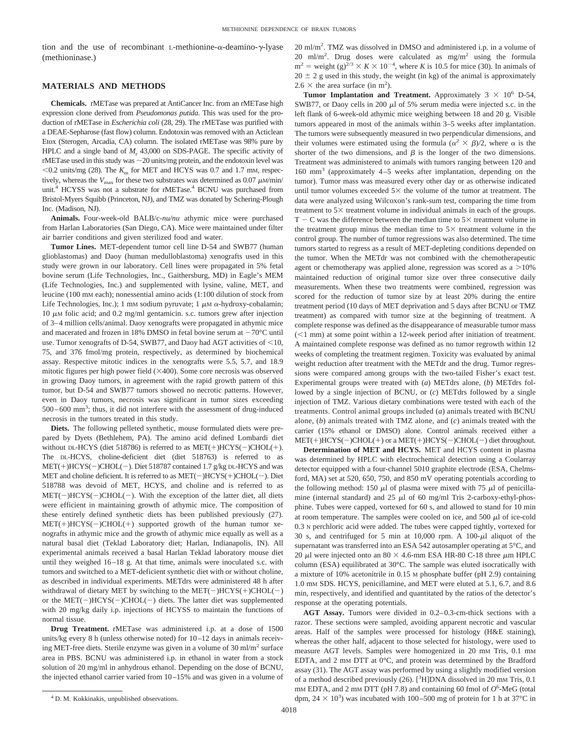tion and the use of recombinant L-methionine-α-deamino-γ-lyase (methioninase.)

## MATERIALS AND METHODS

**Chemicals.** rMETase was prepared at AntiCancer Inc. from an rMETase high expression clone derived from *Pseudomonas putida.* This was used for the production of rMETase in *Escherichia coli* (28, 29). The rMETase was purified with a DEAE-Sepharose (fast flow) column. Endotoxin was removed with an Acticlean Etox (Sterogen, Arcadia, CA) column. The isolated rMETase was 98% pure by HPLC and a single band of $M_r$ 43,000 on SDS-PAGE. The specific activity of rMETase used in this study was ~20 units/mg protein, and the endotoxin level was <0.2 units/mg (28). The $K_m$ for MET and HCYS was 0.7 and 1.7 mM, respectively, whereas the $V_{max}$ for these two substrates was determined as 0.07 μM/min/unit.[4] HCYSS was not a substrate for rMETase.[4] BCNU was purchased from Bristol-Myers Squibb (Princeton, NJ), and TMZ was donated by Schering-Plough Inc. (Madison, NJ).

**Animals.** Four-week-old BALB/c-*nu/nu* athymic mice were purchased from Harlan Laboratories (San Diego, CA). Mice were maintained under filter air barrier conditions and given sterilized food and water.

**Tumor Lines.** MET-dependent tumor cell line D-54 and SWB77 (human glioblastomas) and Daoy (human medulloblastoma) xenografts used in this study were grown in our laboratory. Cell lines were propagated in 5% fetal bovine serum (Life Technologies, Inc., Gaithersburg, MD) in Eagle's MEM (Life Technologies, Inc.) and supplemented with lysine, valine, MET, and leucine (100 mM each); nonessential amino acids (1:100 dilution of stock from Life Technologies, Inc.); 1 mM sodium pyruvate; 1 μM α-hydroxy-cobalamin; 10 μM folic acid; and 0.2 mg/ml gentamicin. s.c. tumors grew after injection of 3–4 million cells/animal. Daoy xenografts were propagated in athymic mice and macerated and frozen in 18% DMSO in fetal bovine serum at −70°C until use. Tumor xenografts of D-54, SWB77, and Daoy had AGT activities of <10, 75, and 376 fmol/mg protein, respectively, as determined by biochemical assay. Respective mitotic indices in the xenografts were 5.5, 5.7, and 18.9 mitotic figures per high power field (×400). Some core necrosis was observed in growing Daoy tumors, in agreement with the rapid growth pattern of this tumor, but D-54 and SWB77 tumors showed no necrotic patterns. However, even in Daoy tumors, necrosis was significant in tumor sizes exceeding 500–600 mm$^3$; thus, it did not interfere with the assessment of drug-induced necrosis in the tumors treated in this study.

**Diets.** The following pelleted synthetic, mouse formulated diets were prepared by Dyets (Bethlehem, PA). The amino acid defined Lombardi diet without DL-HCYS (diet 518786) is referred to as MET(+)HCYS(−)CHOL(+). The DL-HCYS, choline-deficient diet (diet 518763) is referred to as MET(+)HCYS(−)CHOL(−). Diet 518787 contained 1.7 g/kg DL-HCYS and was MET and choline deficient. It is referred to as MET(−)HCYS(+)CHOL(−). Diet 518788 was devoid of MET, HCYS, and choline and is referred to as MET(−)HCYS(−)CHOL(−). With the exception of the latter diet, all diets were efficient in maintaining growth of athymic mice. The composition of these entirely defined synthetic diets has been published previously (27). MET(+)HCYS(−)CHOL(+) supported growth of the human tumor xenografts in athymic mice and the growth of athymic mice equally as well as a natural basal diet (Teklad Laboratory diet; Harlan, Indianapolis, IN). All experimental animals received a basal Harlan Teklad laboratory mouse diet until they weighed 16–18 g. At that time, animals were inoculated s.c. with tumors and switched to a MET-deficient synthetic diet with or without choline, as described in individual experiments. METdrs were administered 48 h after withdrawal of dietary MET by switching to the MET(−)HCYS(+)CHOL(−) or the MET(−)HCYS(−)CHOL(−) diets. The latter diet was supplemented with 20 mg/kg daily i.p. injections of HCYSS to maintain the functions of normal tissue.

**Drug Treatment.** rMETase was administered i.p. at a dose of 1500 units/kg every 8 h (unless otherwise noted) for 10–12 days in animals receiving MET-free diets. Sterile enzyme was given in a volume of 30 ml/m$^2$ surface area in PBS. BCNU was administered i.p. in ethanol in water from a stock solution of 20 mg/ml in anhydrous ethanol. Depending on the dose of BCNU, the injected ethanol carrier varied from 10–15% and was given in a volume of 20 ml/m$^2$. TMZ was dissolved in DMSO and administered i.p. in a volume of 20 ml/m$^2$. Drug doses were calculated as mg/m$^2$ using the formula $m^2 = \text{weight (g)}^{2/3} \times K \times 10^{-4}$, where $K$ is 10.5 for mice (30). In animals of 20 ± 2 g used in this study, the weight (in kg) of the animal is approximately 2.6 × the area surface (in m$^2$).

**Tumor Implantation and Treatment.** Approximately $3 \times 10^6$ D-54, SWB77, or Daoy cells in 200 μl of 5% serum media were injected s.c. in the left flank of 6-week-old athymic mice weighing between 18 and 20 g. Visible tumors appeared in most of the animals within 3–5 weeks after implantation. The tumors were subsequently measured in two perpendicular dimensions, and their volumes were estimated using the formula $(\alpha^2 \times \beta)/2$, where $\alpha$ is the shorter of the two dimensions, and $\beta$ is the longer of the two dimensions. Treatment was administered to animals with tumors ranging between 120 and 160 mm$^3$ (approximately 4–5 weeks after implantation, depending on the tumor). Tumor mass was measured every other day or as otherwise indicated until tumor volumes exceeded 5× the volume of the tumor at treatment. The data were analyzed using Wilcoxon's rank-sum test, comparing the time from treatment to 5× treatment volume in individual animals in each of the groups. T − C was the difference between the median time to 5× treatment volume in the treatment group minus the median time to 5× treatment volume in the control group. The number of tumor regressions was also determined. The time tumors started to regress as a result of MET-depleting conditions depended on the tumor. When the METdr was not combined with the chemotherapeutic agent or chemotherapy was applied alone, regression was scored as a >10% maintained reduction of original tumor size over three consecutive daily measurements. When these two treatments were combined, regression was scored for the reduction of tumor size by at least 20% during the entire treatment period (10 days of MET deprivation and 5 days after BCNU or TMZ treatment) as compared with tumor size at the beginning of treatment. A complete response was defined as the disappearance of measurable tumor mass (<1 mm) at some point within a 12-week period after initiation of treatment. A maintained complete response was defined as no tumor regrowth within 12 weeks of completing the treatment regimen. Toxicity was evaluated by animal weight reduction after treatment with the METdr and the drug. Tumor regressions were compared among groups with the two-tailed Fisher's exact test. Experimental groups were treated with (*a*) METdrs alone, (*b*) METdrs followed by a single injection of BCNU, or (*c*) METdrs followed by a single injection of TMZ. Various dietary combinations were tested with each of the treatments. Control animal groups included (*a*) animals treated with BCNU alone, (*b*) animals treated with TMZ alone, and (*c*) animals treated with the carrier (15% ethanol or DMSO) alone. Control animals received either a MET(+)HCYS(−)CHOL(+) or a MET(+)HCYS(−)CHOL(−) diet throughout.

**Determination of MET and HCYS.** MET and HCYS content in plasma was determined by HPLC with electrochemical detection using a Coularray detector equipped with a four-channel 5010 graphite electrode (ESA, Chelmsford, MA) set at 520, 650, 750, and 850 mV operating potentials according to the following method: 150 μl of plasma were mixed with 75 μl of penicillamine (internal standard) and 25 μl of 60 mg/ml Tris 2-carboxy-ethyl-phosphine. Tubes were capped, vortexed for 60 s, and allowed to stand for 10 min at room temperature. The samples were cooled on ice, and 500 μl of ice-cold 0.3 N perchloric acid were added. The tubes were capped tightly, vortexed for 30 s, and centrifuged for 5 min at 10,000 rpm. A 100-μl aliquot of the supernatant was transferred into an ESA 542 autosampler operating at 5°C, and 20 μl were injected onto an 80 × 4.6-mm ESA HR-80 C-18 three μm HPLC column (ESA) equilibrated at 30°C. The sample was eluted isocratically with a mixture of 10% acetonitrile in 0.15 M phosphate buffer (pH 2.9) containing 1.0 mM SDS. HCYS, penicillamine, and MET were eluted at 5.1, 6.7, and 8.6 min, respectively, and identified and quantitated by the ratios of the detector's response at the operating potentials.

**AGT Assay.** Tumors were divided in 0.2–0.3-cm-thick sections with a razor. These sections were sampled, avoiding apparent necrotic and vascular areas. Half of the samples were processed for histology (H&E staining), whereas the other half, adjacent to those selected for histology, were used to measure AGT levels. Samples were homogenized in 20 mM Tris, 0.1 mM EDTA, and 2 mM DTT at 0°C, and protein was determined by the Bradford assay (31). The AGT assay was performed by using a slightly modified version of a method described previously (26). [$^3$H]DNA dissolved in 20 mM Tris, 0.1 mM EDTA, and 2 mM DTT (pH 7.8) and containing 60 fmol of $O^6$-MeG (total dpm, $24 \times 10^3$) was incubated with 100–500 mg of protein for 1 h at 37°C in

[4] D. M. Kokkinakis, unpublished observations.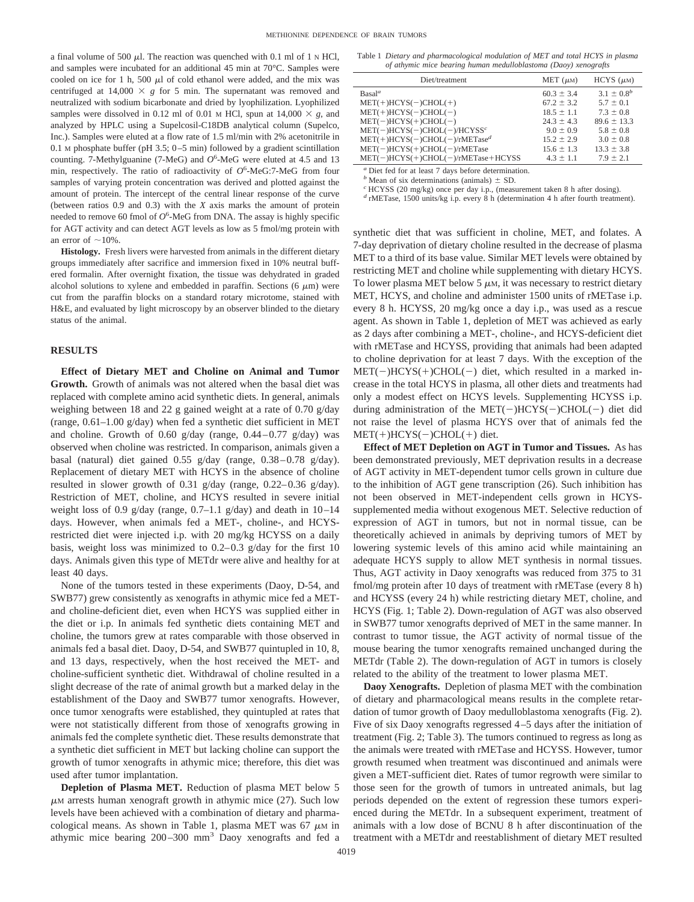a final volume of 500 μl. The reaction was quenched with 0.1 ml of 1 N HCl, and samples were incubated for an additional 45 min at 70°C. Samples were cooled on ice for 1 h, 500 μl of cold ethanol were added, and the mix was centrifuged at 14,000 × *g* for 5 min. The supernatant was removed and neutralized with sodium bicarbonate and dried by lyophilization. Lyophilized samples were dissolved in 0.12 ml of 0.01 M HCl, spun at 14,000 × *g*, and analyzed by HPLC using a Supelcosil-C18DB analytical column (Supelco, Inc.). Samples were eluted at a flow rate of 1.5 ml/min with 2% acetonitrile in 0.1 M phosphate buffer (pH 3.5; 0–5 min) followed by a gradient scintillation counting. 7-Methylguanine (7-MeG) and $O^6$-MeG were eluted at 4.5 and 13 min, respectively. The ratio of radioactivity of $O^6$-MeG:7-MeG from four samples of varying protein concentration was derived and plotted against the amount of protein. The intercept of the central linear response of the curve (between ratios 0.9 and 0.3) with the *X* axis marks the amount of protein needed to remove 60 fmol of $O^6$-MeG from DNA. The assay is highly specific for AGT activity and can detect AGT levels as low as 5 fmol/mg protein with an error of ~10%.

**Histology.** Fresh livers were harvested from animals in the different dietary groups immediately after sacrifice and immersion fixed in 10% neutral buffered formalin. After overnight fixation, the tissue was dehydrated in graded alcohol solutions to xylene and embedded in paraffin. Sections (6 μm) were cut from the paraffin blocks on a standard rotary microtome, stained with H&E, and evaluated by light microscopy by an observer blinded to the dietary status of the animal.

## RESULTS

**Effect of Dietary MET and Choline on Animal and Tumor Growth.** Growth of animals was not altered when the basal diet was replaced with complete amino acid synthetic diets. In general, animals weighing between 18 and 22 g gained weight at a rate of 0.70 g/day (range, 0.61–1.00 g/day) when fed a synthetic diet sufficient in MET and choline. Growth of 0.60 g/day (range, 0.44–0.77 g/day) was observed when choline was restricted. In comparison, animals given a basal (natural) diet gained 0.55 g/day (range, 0.38–0.78 g/day). Replacement of dietary MET with HCYS in the absence of choline resulted in slower growth of 0.31 g/day (range, 0.22–0.36 g/day). Restriction of MET, choline, and HCYS resulted in severe initial weight loss of 0.9 g/day (range, 0.7–1.1 g/day) and death in 10–14 days. However, when animals fed a MET-, choline-, and HCYS-restricted diet were injected i.p. with 20 mg/kg HCYSS on a daily basis, weight loss was minimized to 0.2–0.3 g/day for the first 10 days. Animals given this type of METdr were alive and healthy for at least 40 days.

None of the tumors tested in these experiments (Daoy, D-54, and SWB77) grew consistently as xenografts in athymic mice fed a MET- and choline-deficient diet, even when HCYS was supplied either in the diet or i.p. In animals fed synthetic diets containing MET and choline, the tumors grew at rates comparable with those observed in animals fed a basal diet. Daoy, D-54, and SWB77 quintupled in 10, 8, and 13 days, respectively, when the host received the MET- and choline-sufficient synthetic diet. Withdrawal of choline resulted in a slight decrease of the rate of animal growth but a marked delay in the establishment of the Daoy and SWB77 tumor xenografts. However, once tumor xenografts were established, they quintupled at rates that were not statistically different from those of xenografts growing in animals fed the complete synthetic diet. These results demonstrate that a synthetic diet sufficient in MET but lacking choline can support the growth of tumor xenografts in athymic mice; therefore, this diet was used after tumor implantation.

**Depletion of Plasma MET.** Reduction of plasma MET below 5 μM arrests human xenograft growth in athymic mice (27). Such low levels have been achieved with a combination of dietary and pharmacological means. As shown in Table 1, plasma MET was 67 μM in athymic mice bearing 200–300 mm³ Daoy xenografts and fed a synthetic diet that was sufficient in choline, MET, and folates. A 7-day deprivation of dietary choline resulted in the decrease of plasma MET to a third of its base value. Similar MET levels were obtained by restricting MET and choline while supplementing with dietary HCYS. To lower plasma MET below 5 μM, it was necessary to restrict dietary MET, HCYS, and choline and administer 1500 units of rMETase i.p. every 8 h. HCYSS, 20 mg/kg once a day i.p., was used as a rescue agent. As shown in Table 1, depletion of MET was achieved as early as 2 days after combining a MET-, choline-, and HCYS-deficient diet with rMETase and HCYSS, providing that animals had been adapted to choline deprivation for at least 7 days. With the exception of the MET(−)HCYS(+)CHOL(−) diet, which resulted in a marked increase in the total HCYS in plasma, all other diets and treatments had only a modest effect on HCYS levels. Supplementing HCYSS i.p. during administration of the MET(−)HCYS(−)CHOL(−) diet did not raise the level of plasma HCYS over that of animals fed the MET(+)HCYS(−)CHOL(+) diet.

Table 1 *Dietary and pharmacological modulation of MET and total HCYS in plasma of athymic mice bearing human medulloblastoma (Daoy) xenografts*

| Diet/treatment | MET (μM) | HCYS (μM) |
|---|---|---|
| Basal[a] | 60.3 ± 3.4 | 3.1 ± 0.8[b] |
| MET(+)HCYS(−)CHOL(+) | 67.2 ± 3.2 | 5.7 ± 0.1 |
| MET(+)HCYS(−)CHOL(−) | 18.5 ± 1.1 | 7.3 ± 0.8 |
| MET(−)HCYS(+)CHOL(−) | 24.3 ± 4.3 | 89.6 ± 13.3 |
| MET(−)HCYS(−)CHOL(−)/HCYSS[c] | 9.0 ± 0.9 | 5.8 ± 0.8 |
| MET(+)HCYS(−)CHOL(−)/rMETase[d] | 15.2 ± 2.9 | 3.0 ± 0.8 |
| MET(−)HCYS(+)CHOL(−)/rMETase | 15.6 ± 1.3 | 13.3 ± 3.8 |
| MET(−)HCYS(+)CHOL(−)/rMETase+HCYSS | 4.3 ± 1.1 | 7.9 ± 2.1 |

[a] Diet fed for at least 7 days before determination.
[b] Mean of six determinations (animals) ± SD.
[c] HCYSS (20 mg/kg) once per day i.p., (measurement taken 8 h after dosing).
[d] rMETase, 1500 units/kg i.p. every 8 h (determination 4 h after fourth treatment).

**Effect of MET Depletion on AGT in Tumor and Tissues.** As has been demonstrated previously, MET deprivation results in a decrease of AGT activity in MET-dependent tumor cells grown in culture due to the inhibition of AGT gene transcription (26). Such inhibition has not been observed in MET-independent cells grown in HCYS-supplemented media without exogenous MET. Selective reduction of expression of AGT in tumors, but not in normal tissue, can be theoretically achieved in animals by depriving tumors of MET by lowering systemic levels of this amino acid while maintaining an adequate HCYS supply to allow MET synthesis in normal tissues. Thus, AGT activity in Daoy xenografts was reduced from 375 to 31 fmol/mg protein after 10 days of treatment with rMETase (every 8 h) and HCYSS (every 24 h) while restricting dietary MET, choline, and HCYS (Fig. 1; Table 2). Down-regulation of AGT was also observed in SWB77 tumor xenografts deprived of MET in the same manner. In contrast to tumor tissue, the AGT activity of normal tissue of the mouse bearing the tumor xenografts remained unchanged during the METdr (Table 2). The down-regulation of AGT in tumors is closely related to the ability of the treatment to lower plasma MET.

**Daoy Xenografts.** Depletion of plasma MET with the combination of dietary and pharmacological means results in the complete retardation of tumor growth of Daoy medulloblastoma xenografts (Fig. 2). Five of six Daoy xenografts regressed 4–5 days after the initiation of treatment (Fig. 2; Table 3). The tumors continued to regress as long as the animals were treated with rMETase and HCYSS. However, tumor growth resumed when treatment was discontinued and animals were given a MET-sufficient diet. Rates of tumor regrowth were similar to those seen for the growth of tumors in untreated animals, but lag periods depended on the extent of regression these tumors experienced during the METdr. In a subsequent experiment, treatment of animals with a low dose of BCNU 8 h after discontinuation of the treatment with a METdr and reestablishment of dietary MET resulted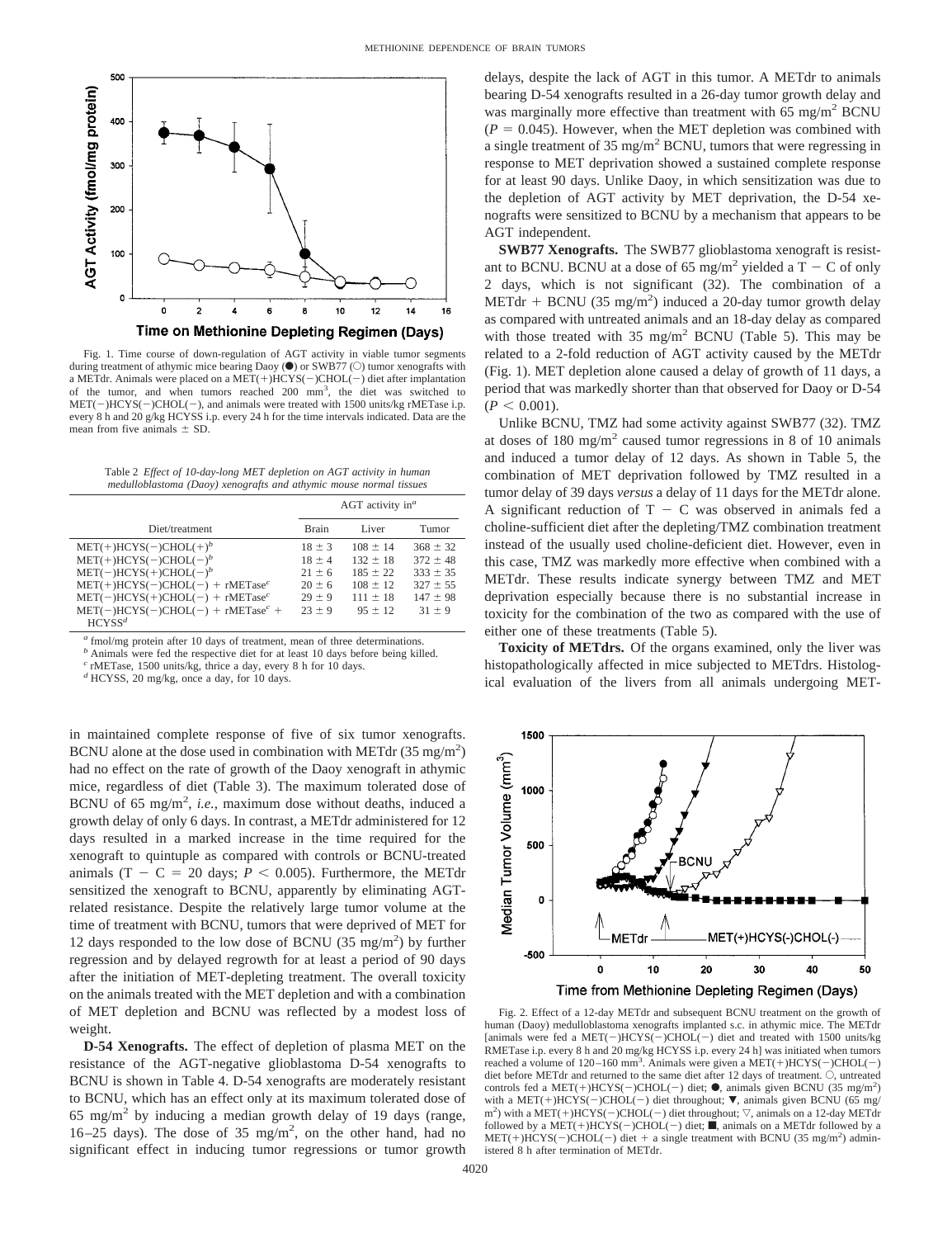Fig. 1. Time course of down-regulation of AGT activity in viable tumor segments during treatment of athymic mice bearing Daoy (●) or SWB77 (○) tumor xenografts with a METdr. Animals were placed on a MET(+)HCYS(−)CHOL(−) diet after implantation of the tumor, and when tumors reached 200 mm³, the diet was switched to MET(−)HCYS(−)CHOL(−), and animals were treated with 1500 units/kg rMETase i.p. every 8 h and 20 g/kg HCYSS i.p. every 24 h for the time intervals indicated. Data are the mean from five animals ± SD.

Table 2 *Effect of 10-day-long MET depletion on AGT activity in human medulloblastoma (Daoy) xenografts and athymic mouse normal tissues*

| Diet/treatment | AGT activity in[a] | | |
|---|---|---|---|
| | Brain | Liver | Tumor |
| MET(+)HCYS(−)CHOL(+)[b] | 18 ± 3 | 108 ± 14 | 368 ± 32 |
| MET(+)HCYS(−)CHOL(−)[b] | 18 ± 4 | 132 ± 18 | 372 ± 48 |
| MET(−)HCYS(+)CHOL(−)[b] | 21 ± 6 | 185 ± 22 | 333 ± 35 |
| MET(+)HCYS(−)CHOL(−) + rMETase[c] | 20 ± 6 | 108 ± 12 | 327 ± 55 |
| MET(−)HCYS(+)CHOL(−) + rMETase[c] | 29 ± 9 | 111 ± 18 | 147 ± 98 |
| MET(−)HCYS(−)CHOL(−) + rMETase[c] + HCYSS[d] | 23 ± 9 | 95 ± 12 | 31 ± 9 |

[a] fmol/mg protein after 10 days of treatment, mean of three determinations.
[b] Animals were fed the respective diet for at least 10 days before being killed.
[c] rMETase, 1500 units/kg, thrice a day, every 8 h for 10 days.
[d] HCYSS, 20 mg/kg, once a day, for 10 days.

in maintained complete response of five of six tumor xenografts. BCNU alone at the dose used in combination with METdr (35 mg/m²) had no effect on the rate of growth of the Daoy xenograft in athymic mice, regardless of diet (Table 3). The maximum tolerated dose of BCNU of 65 mg/m², *i.e.*, maximum dose without deaths, induced a growth delay of only 6 days. In contrast, a METdr administered for 12 days resulted in a marked increase in the time required for the xenograft to quintuple as compared with controls or BCNU-treated animals (T − C = 20 days; $P < 0.005$). Furthermore, the METdr sensitized the xenograft to BCNU, apparently by eliminating AGT-related resistance. Despite the relatively large tumor volume at the time of treatment with BCNU, tumors that were deprived of MET for 12 days responded to the low dose of BCNU (35 mg/m²) by further regression and by delayed regrowth for at least a period of 90 days after the initiation of MET-depleting treatment. The overall toxicity on the animals treated with the MET depletion and with a combination of MET depletion and BCNU was reflected by a modest loss of weight.

**D-54 Xenografts.** The effect of depletion of plasma MET on the resistance of the AGT-negative glioblastoma D-54 xenografts to BCNU is shown in Table 4. D-54 xenografts are moderately resistant to BCNU, which has an effect only at its maximum tolerated dose of 65 mg/m² by inducing a median growth delay of 19 days (range, 16–25 days). The dose of 35 mg/m², on the other hand, had no significant effect in inducing tumor regressions or tumor growth delays, despite the lack of AGT in this tumor. A METdr to animals bearing D-54 xenografts resulted in a 26-day tumor growth delay and was marginally more effective than treatment with 65 mg/m² BCNU ($P = 0.045$). However, when the MET depletion was combined with a single treatment of 35 mg/m² BCNU, tumors that were regressing in response to MET deprivation showed a sustained complete response for at least 90 days. Unlike Daoy, in which sensitization was due to the depletion of AGT activity by MET deprivation, the D-54 xenografts were sensitized to BCNU by a mechanism that appears to be AGT independent.

**SWB77 Xenografts.** The SWB77 glioblastoma xenograft is resistant to BCNU. BCNU at a dose of 65 mg/m² yielded a T − C of only 2 days, which is not significant (32). The combination of a METdr + BCNU (35 mg/m²) induced a 20-day tumor growth delay as compared with untreated animals and an 18-day delay as compared with those treated with 35 mg/m² BCNU (Table 5). This may be related to a 2-fold reduction of AGT activity caused by the METdr (Fig. 1). MET depletion alone caused a delay of growth of 11 days, a period that was markedly shorter than that observed for Daoy or D-54 ($P < 0.001$).

Unlike BCNU, TMZ had some activity against SWB77 (32). TMZ at doses of 180 mg/m² caused tumor regressions in 8 of 10 animals and induced a tumor delay of 12 days. As shown in Table 5, the combination of MET deprivation followed by TMZ resulted in a tumor delay of 39 days *versus* a delay of 11 days for the METdr alone. A significant reduction of T − C was observed in animals fed a choline-sufficient diet after the depleting/TMZ combination treatment instead of the usually used choline-deficient diet. However, even in this case, TMZ was markedly more effective when combined with a METdr. These results indicate synergy between TMZ and MET deprivation especially because there is no substantial increase in toxicity for the combination of the two as compared with the use of either one of these treatments (Table 5).

**Toxicity of METdrs.** Of the organs examined, only the liver was histopathologically affected in mice subjected to METdrs. Histological evaluation of the livers from all animals undergoing MET-

Fig. 2. Effect of a 12-day METdr and subsequent BCNU treatment on the growth of human (Daoy) medulloblastoma xenografts implanted s.c. in athymic mice. The METdr [animals were fed a MET(−)HCYS(−)CHOL(−) diet and treated with 1500 units/kg RMETase i.p. every 8 h and 20 mg/kg HCYSS i.p. every 24 h] was initiated when tumors reached a volume of 120–160 mm³. Animals were given a MET(+)HCYS(−)CHOL(−) diet before METdr and returned to the same diet after 12 days of treatment. ○, untreated controls fed a MET(+)HCYS(−)CHOL(−) diet; ●, animals given BCNU (35 mg/m²) with a MET(+)HCYS(−)CHOL(−) diet throughout; ▼, animals given BCNU (65 mg/m²) with a MET(+)HCYS(−)CHOL(−) diet throughout; ▽, animals on a 12-day METdr followed by a MET(+)HCYS(−)CHOL(−) diet; ■, animals on a METdr followed by a MET(+)HCYS(−)CHOL(−) diet + a single treatment with BCNU (35 mg/m²) administered 8 h after termination of METdr.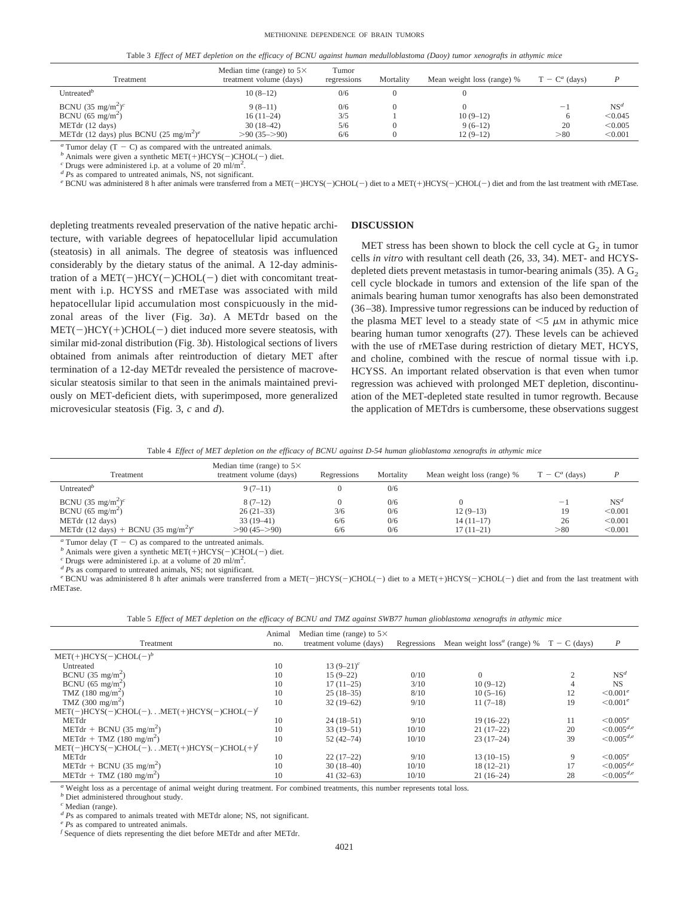Table 3 *Effect of MET depletion on the efficacy of BCNU against human medulloblastoma (Daoy) tumor xenografts in athymic mice*

| Treatment | Median time (range) to 5× treatment volume (days) | Tumor regressions | Mortality | Mean weight loss (range) % | T − C[a] (days) | *P* |
|---|---|---|---|---|---|---|
| Untreated[b] | 10 (8–12) | 0/6 | 0 | 0 | | |
| BCNU (35 mg/m$^2$)[c] | 9 (8–11) | 0/6 | 0 | 0 | −1 | NS[d] |
| BCNU (65 mg/m$^2$) | 16 (11–24) | 3/5 | 1 | 10 (9–12) | 6 | <0.045 |
| METdr (12 days) | 30 (18–42) | 5/6 | 0 | 9 (6–12) | 20 | <0.005 |
| METdr (12 days) plus BCNU (25 mg/m$^2$)[e] | >90 (35–>90) | 6/6 | 0 | 12 (9–12) | >80 | <0.001 |

[a] Tumor delay (T − C) as compared with the untreated animals.
[b] Animals were given a synthetic MET(+)HCYS(−)CHOL(−) diet.
[c] Drugs were administered i.p. at a volume of 20 ml/m$^2$.
[d] *P*s as compared to untreated animals, NS, not significant.
[e] BCNU was administered 8 h after animals were transferred from a MET(−)HCYS(−)CHOL(−) diet to a MET(+)HCYS(−)CHOL(−) diet and from the last treatment with rMETase.

depleting treatments revealed preservation of the native hepatic architecture, with variable degrees of hepatocellular lipid accumulation (steatosis) in all animals. The degree of steatosis was influenced considerably by the dietary status of the animal. A 12-day administration of a MET(−)HCY(−)CHOL(−) diet with concomitant treatment with i.p. HCYSS and rMETase was associated with mild hepatocellular lipid accumulation most conspicuously in the midzonal areas of the liver (Fig. 3*a*). A METdr based on the MET(−)HCY(+)CHOL(−) diet induced more severe steatosis, with similar mid-zonal distribution (Fig. 3*b*). Histological sections of livers obtained from animals after reintroduction of dietary MET after termination of a 12-day METdr revealed the persistence of macrovesicular steatosis similar to that seen in the animals maintained previously on MET-deficient diets, with superimposed, more generalized microvesicular steatosis (Fig. 3, *c* and *d*).

## DISCUSSION

MET stress has been shown to block the cell cycle at $G_2$ in tumor cells *in vitro* with resultant cell death (26, 33, 34). MET- and HCYS-depleted diets prevent metastasis in tumor-bearing animals (35). A $G_2$ cell cycle blockade in tumors and extension of the life span of the animals bearing human tumor xenografts has also been demonstrated (36–38). Impressive tumor regressions can be induced by reduction of the plasma MET level to a steady state of <5 $\mu$M in athymic mice bearing human tumor xenografts (27). These levels can be achieved with the use of rMETase during restriction of dietary MET, HCYS, and choline, combined with the rescue of normal tissue with i.p. HCYSS. An important related observation is that even when tumor regression was achieved with prolonged MET depletion, discontinuation of the MET-depleted state resulted in tumor regrowth. Because the application of METdrs is cumbersome, these observations suggest

Table 4 *Effect of MET depletion on the efficacy of BCNU against D-54 human glioblastoma xenografts in athymic mice*

| Treatment | Median time (range) to 5× treatment volume (days) | Regressions | Mortality | Mean weight loss (range) % | T − C[a] (days) | *P* |
|---|---|---|---|---|---|---|
| Untreated[b] | 9 (7–11) | 0 | 0/6 | | | |
| BCNU (35 mg/m$^2$)[c] | 8 (7–12) | 0 | 0/6 | 0 | −1 | NS[d] |
| BCNU (65 mg/m$^2$) | 26 (21–33) | 3/6 | 0/6 | 12 (9–13) | 19 | <0.001 |
| METdr (12 days) | 33 (19–41) | 6/6 | 0/6 | 14 (11–17) | 26 | <0.001 |
| METdr (12 days) + BCNU (35 mg/m$^2$)[e] | >90 (45–>90) | 6/6 | 0/6 | 17 (11–21) | >80 | <0.001 |

[a] Tumor delay (T − C) as compared to the untreated animals.
[b] Animals were given a synthetic MET(+)HCYS(−)CHOL(−) diet.
[c] Drugs were administered i.p. at a volume of 20 ml/m$^2$.
[d] *P*s as compared to untreated animals, NS; not significant.
[e] BCNU was administered 8 h after animals were transferred from a MET(−)HCYS(−)CHOL(−) diet to a MET(+)HCYS(−)CHOL(−) diet and from the last treatment with rMETase.

Table 5 *Effect of MET depletion on the efficacy of BCNU and TMZ against SWB77 human glioblastoma xenografts in athymic mice*

| Treatment | Animal no. | Median time (range) to 5× treatment volume (days) | Regressions | Mean weight loss[a] (range) % | T − C (days) | *P* |
|---|---|---|---|---|---|---|
| MET(+)HCYS(−)CHOL(−)[b] | | | | | | |
| Untreated | 10 | 13 (9–21)[c] | | | | |
| BCNU (35 mg/m$^2$) | 10 | 15 (9–22) | 0/10 | 0 | 2 | NS[d] |
| BCNU (65 mg/m$^2$) | 10 | 17 (11–25) | 3/10 | 10 (9–12) | 4 | NS |
| TMZ (180 mg/m$^2$) | 10 | 25 (18–35) | 8/10 | 10 (5–16) | 12 | <0.001[e] |
| TMZ (300 mg/m$^2$) | 10 | 32 (19–62) | 9/10 | 11 (7–18) | 19 | <0.001[e] |
| MET(−)HCYS(−)CHOL(−). . .MET(+)HCYS(−)CHOL(−)[f] | | | | | | |
| METdr | 10 | 24 (18–51) | 9/10 | 19 (16–22) | 11 | <0.005[e] |
| METdr + BCNU (35 mg/m$^2$) | 10 | 33 (19–51) | 10/10 | 21 (17–22) | 20 | <0.005[d,e] |
| METdr + TMZ (180 mg/m$^2$) | 10 | 52 (42–74) | 10/10 | 23 (17–24) | 39 | <0.005[d,e] |
| MET(−)HCYS(−)CHOL(−). . .MET(+)HCYS(−)CHOL(+)[f] | | | | | | |
| METdr | 10 | 22 (17–22) | 9/10 | 13 (10–15) | 9 | <0.005[e] |
| METdr + BCNU (35 mg/m$^2$) | 10 | 30 (18–40) | 10/10 | 18 (12–21) | 17 | <0.005[d,e] |
| METdr + TMZ (180 mg/m$^2$) | 10 | 41 (32–63) | 10/10 | 21 (16–24) | 28 | <0.005[d,e] |

[a] Weight loss as a percentage of animal weight during treatment. For combined treatments, this number represents total loss.
[b] Diet administered throughout study.
[c] Median (range).
[d] *P*s as compared to animals treated with METdr alone; NS, not significant.
[e] *P*s as compared to untreated animals.
[f] Sequence of diets representing the diet before METdr and after METdr.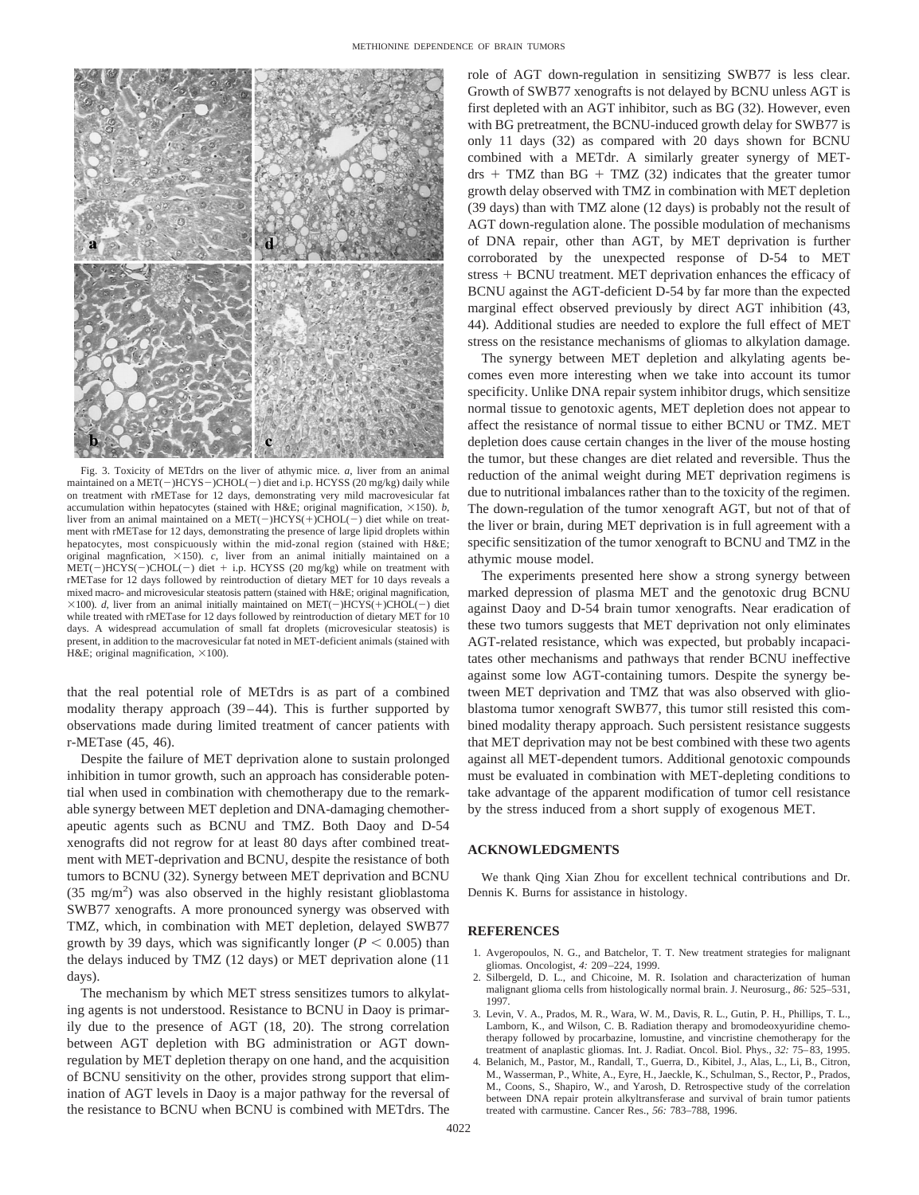Fig. 3. Toxicity of METdrs on the liver of athymic mice. *a*, liver from an animal maintained on a MET(−)HCYS−)CHOL(−) diet and i.p. HCYSS (20 mg/kg) daily while on treatment with rMETase for 12 days, demonstrating very mild macrovesicular fat accumulation within hepatocytes (stained with H&E; original magnification, ×150). *b*, liver from an animal maintained on a MET(−)HCYS(+)CHOL(−) diet while on treatment with rMETase for 12 days, demonstrating the presence of large lipid droplets within hepatocytes, most conspicuously within the mid-zonal region (stained with H&E; original magnfication, ×150). *c*, liver from an animal initially maintained on a MET(−)HCYS(−)CHOL(−) diet + i.p. HCYSS (20 mg/kg) while on treatment with rMETase for 12 days followed by reintroduction of dietary MET for 10 days reveals a mixed macro- and microvesicular steatosis pattern (stained with H&E; original magnification, ×100). *d*, liver from an animal initially maintained on MET(−)HCYS(+)CHOL(−) diet while treated with rMETase for 12 days followed by reintroduction of dietary MET for 10 days. A widespread accumulation of small fat droplets (microvesicular steatosis) is present, in addition to the macrovesicular fat noted in MET-deficient animals (stained with H&E; original magnification, ×100).

that the real potential role of METdrs is as part of a combined modality therapy approach (39–44). This is further supported by observations made during limited treatment of cancer patients with r-METase (45, 46).

Despite the failure of MET deprivation alone to sustain prolonged inhibition in tumor growth, such an approach has considerable potential when used in combination with chemotherapy due to the remarkable synergy between MET depletion and DNA-damaging chemotherapeutic agents such as BCNU and TMZ. Both Daoy and D-54 xenografts did not regrow for at least 80 days after combined treatment with MET-deprivation and BCNU, despite the resistance of both tumors to BCNU (32). Synergy between MET deprivation and BCNU (35 mg/m$^2$) was also observed in the highly resistant glioblastoma SWB77 xenografts. A more pronounced synergy was observed with TMZ, which, in combination with MET depletion, delayed SWB77 growth by 39 days, which was significantly longer ($P < 0.005$) than the delays induced by TMZ (12 days) or MET deprivation alone (11 days).

The mechanism by which MET stress sensitizes tumors to alkylating agents is not understood. Resistance to BCNU in Daoy is primarily due to the presence of AGT (18, 20). The strong correlation between AGT depletion with BG administration or AGT down-regulation by MET depletion therapy on one hand, and the acquisition of BCNU sensitivity on the other, provides strong support that elimination of AGT levels in Daoy is a major pathway for the reversal of the resistance to BCNU when BCNU is combined with METdrs. The role of AGT down-regulation in sensitizing SWB77 is less clear. Growth of SWB77 xenografts is not delayed by BCNU unless AGT is first depleted with an AGT inhibitor, such as BG (32). However, even with BG pretreatment, the BCNU-induced growth delay for SWB77 is only 11 days (32) as compared with 20 days shown for BCNU combined with a METdr. A similarly greater synergy of METdrs + TMZ than BG + TMZ (32) indicates that the greater tumor growth delay observed with TMZ in combination with MET depletion (39 days) than with TMZ alone (12 days) is probably not the result of AGT down-regulation alone. The possible modulation of mechanisms of DNA repair, other than AGT, by MET deprivation is further corroborated by the unexpected response of D-54 to MET stress + BCNU treatment. MET deprivation enhances the efficacy of BCNU against the AGT-deficient D-54 by far more than the expected marginal effect observed previously by direct AGT inhibition (43, 44). Additional studies are needed to explore the full effect of MET stress on the resistance mechanisms of gliomas to alkylation damage.

The synergy between MET depletion and alkylating agents becomes even more interesting when we take into account its tumor specificity. Unlike DNA repair system inhibitor drugs, which sensitize normal tissue to genotoxic agents, MET depletion does not appear to affect the resistance of normal tissue to either BCNU or TMZ. MET depletion does cause certain changes in the liver of the mouse hosting the tumor, but these changes are diet related and reversible. Thus the reduction of the animal weight during MET deprivation regimens is due to nutritional imbalances rather than to the toxicity of the regimen. The down-regulation of the tumor xenograft AGT, but not of that of the liver or brain, during MET deprivation is in full agreement with a specific sensitization of the tumor xenograft to BCNU and TMZ in the athymic mouse model.

The experiments presented here show a strong synergy between marked depression of plasma MET and the genotoxic drug BCNU against Daoy and D-54 brain tumor xenografts. Near eradication of these two tumors suggests that MET deprivation not only eliminates AGT-related resistance, which was expected, but probably incapacitates other mechanisms and pathways that render BCNU ineffective against some low AGT-containing tumors. Despite the synergy between MET deprivation and TMZ that was also observed with glioblastoma tumor xenograft SWB77, this tumor still resisted this combined modality therapy approach. Such persistent resistance suggests that MET deprivation may not be best combined with these two agents against all MET-dependent tumors. Additional genotoxic compounds must be evaluated in combination with MET-depleting conditions to take advantage of the apparent modification of tumor cell resistance by the stress induced from a short supply of exogenous MET.

## ACKNOWLEDGMENTS

We thank Qing Xian Zhou for excellent technical contributions and Dr. Dennis K. Burns for assistance in histology.

## REFERENCES

1. Avgeropoulos, N. G., and Batchelor, T. T. New treatment strategies for malignant gliomas. Oncologist, *4:* 209–224, 1999.
2. Silbergeld, D. L., and Chicoine, M. R. Isolation and characterization of human malignant glioma cells from histologically normal brain. J. Neurosurg., *86:* 525–531, 1997.
3. Levin, V. A., Prados, M. R., Wara, W. M., Davis, R. L., Gutin, P. H., Phillips, T. L., Lamborn, K., and Wilson, C. B. Radiation therapy and bromodeoxyuridine chemotherapy followed by procarbazine, lomustine, and vincristine chemotherapy for the treatment of anaplastic gliomas. Int. J. Radiat. Oncol. Biol. Phys., *32:* 75–83, 1995.
4. Belanich, M., Pastor, M., Randall, T., Guerra, D., Kibitel, J., Alas, L., Li, B., Citron, M., Wasserman, P., White, A., Eyre, H., Jaeckle, K., Schulman, S., Rector, P., Prados, M., Coons, S., Shapiro, W., and Yarosh, D. Retrospective study of the correlation between DNA repair protein alkyltransferase and survival of brain tumor patients treated with carmustine. Cancer Res., *56:* 783–788, 1996.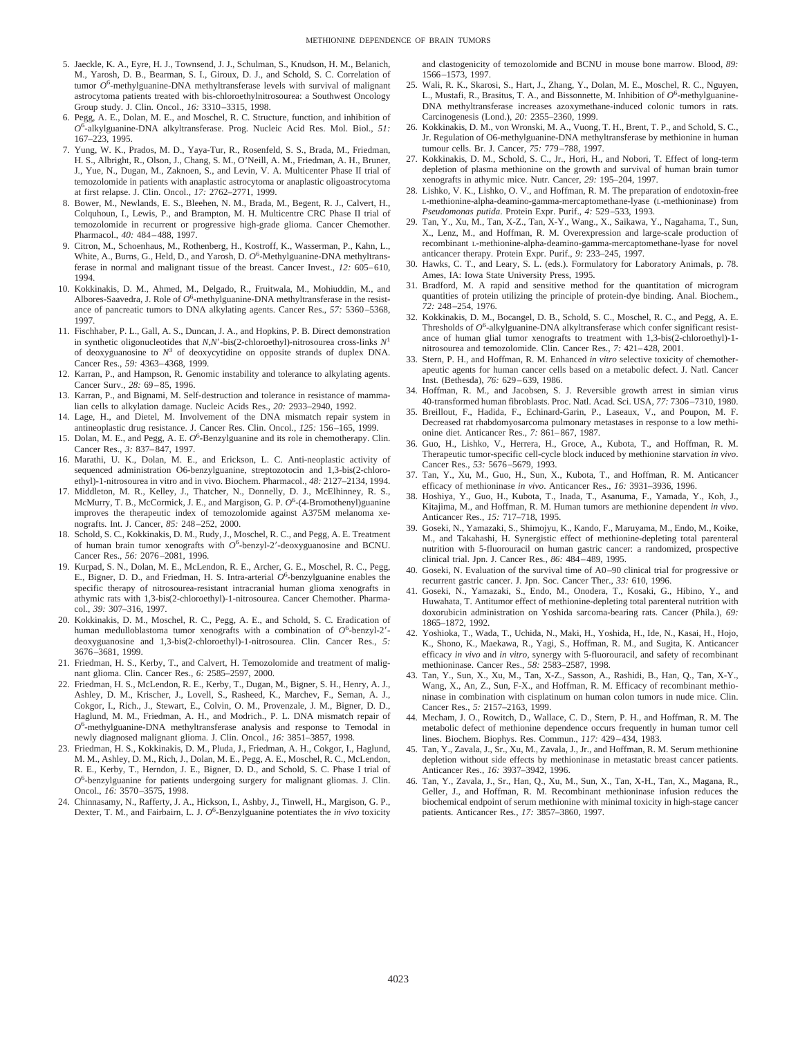5. Jaeckle, K. A., Eyre, H. J., Townsend, J. J., Schulman, S., Knudson, H. M., Belanich, M., Yarosh, D. B., Bearman, S. I., Giroux, D. J., and Schold, S. C. Correlation of tumor $O^6$-methylguanine-DNA methyltransferase levels with survival of malignant astrocytoma patients treated with bis-chloroethylnitrosourea: a Southwest Oncology Group study. J. Clin. Oncol., *16:* 3310–3315, 1998.
6. Pegg, A. E., Dolan, M. E., and Moschel, R. C. Structure, function, and inhibition of $O^6$-alkylguanine-DNA alkyltransferase. Prog. Nucleic Acid Res. Mol. Biol., *51:* 167–223, 1995.
7. Yung, W. K., Prados, M. D., Yaya-Tur, R., Rosenfeld, S. S., Brada, M., Friedman, H. S., Albright, R., Olson, J., Chang, S. M., O'Neill, A. M., Friedman, A. H., Bruner, J., Yue, N., Dugan, M., Zaknoen, S., and Levin, V. A. Multicenter Phase II trial of temozolomide in patients with anaplastic astrocytoma or anaplastic oligoastrocytoma at first relapse. J. Clin. Oncol., *17:* 2762–2771, 1999.
8. Bower, M., Newlands, E. S., Bleehen, N. M., Brada, M., Begent, R. J., Calvert, H., Colquhoun, I., Lewis, P., and Brampton, M. H. Multicentre CRC Phase II trial of temozolomide in recurrent or progressive high-grade glioma. Cancer Chemother. Pharmacol., *40:* 484–488, 1997.
9. Citron, M., Schoenhaus, M., Rothenberg, H., Kostroff, K., Wasserman, P., Kahn, L., White, A., Burns, G., Held, D., and Yarosh, D. $O^6$-Methylguanine-DNA methyltransferase in normal and malignant tissue of the breast. Cancer Invest., *12:* 605–610, 1994.
10. Kokkinakis, D. M., Ahmed, M., Delgado, R., Fruitwala, M., Mohiuddin, M., and Albores-Saavedra, J. Role of $O^6$-methylguanine-DNA methyltransferase in the resistance of pancreatic tumors to DNA alkylating agents. Cancer Res., *57:* 5360–5368, 1997.
11. Fischhaber, P. L., Gall, A. S., Duncan, J. A., and Hopkins, P. B. Direct demonstration in synthetic oligonucleotides that *N,N'*-bis(2-chloroethyl)-nitrosourea cross-links $N^1$ of deoxyguanosine to $N^3$ of deoxycytidine on opposite strands of duplex DNA. Cancer Res., *59:* 4363–4368, 1999.
12. Karran, P., and Hampson, R. Genomic instability and tolerance to alkylating agents. Cancer Surv., *28:* 69–85, 1996.
13. Karran, P., and Bignami, M. Self-destruction and tolerance in resistance of mammalian cells to alkylation damage. Nucleic Acids Res., *20:* 2933–2940, 1992.
14. Lage, H., and Dietel, M. Involvement of the DNA mismatch repair system in antineoplastic drug resistance. J. Cancer Res. Clin. Oncol., *125:* 156–165, 1999.
15. Dolan, M. E., and Pegg, A. E. $O^6$-Benzylguanine and its role in chemotherapy. Clin. Cancer Res., *3:* 837–847, 1997.
16. Marathi, U. K., Dolan, M. E., and Erickson, L. C. Anti-neoplastic activity of sequenced administration O6-benzylguanine, streptozotocin and 1,3-bis(2-chloroethyl)-1-nitrosourea in vitro and in vivo. Biochem. Pharmacol., *48:* 2127–2134, 1994.
17. Middleton, M. R., Kelley, J., Thatcher, N., Donnelly, D. J., McElhinney, R. S., McMurry, T. B., McCormick, J. E., and Margison, G. P. $O^6$-(4-Bromothenyl)guanine improves the therapeutic index of temozolomide against A375M melanoma xenografts. Int. J. Cancer, *85:* 248–252, 2000.
18. Schold, S. C., Kokkinakis, D. M., Rudy, J., Moschel, R. C., and Pegg, A. E. Treatment of human brain tumor xenografts with $O^6$-benzyl-2'-deoxyguanosine and BCNU. Cancer Res., *56:* 2076–2081, 1996.
19. Kurpad, S. N., Dolan, M. E., McLendon, R. E., Archer, G. E., Moschel, R. C., Pegg, E., Bigner, D. D., and Friedman, H. S. Intra-arterial $O^6$-benzylguanine enables the specific therapy of nitrosourea-resistant intracranial human glioma xenografts in athymic rats with 1,3-bis(2-chloroethyl)-1-nitrosourea. Cancer Chemother. Pharmacol., *39:* 307–316, 1997.
20. Kokkinakis, D. M., Moschel, R. C., Pegg, A. E., and Schold, S. C. Eradication of human medulloblastoma tumor xenografts with a combination of $O^6$-benzyl-2'-deoxyguanosine and 1,3-bis(2-chloroethyl)-1-nitrosourea. Clin. Cancer Res., *5:* 3676–3681, 1999.
21. Friedman, H. S., Kerby, T., and Calvert, H. Temozolomide and treatment of malignant glioma. Clin. Cancer Res., *6:* 2585–2597, 2000.
22. Friedman, H. S., McLendon, R. E., Kerby, T., Dugan, M., Bigner, S. H., Henry, A. J., Ashley, D. M., Krischer, J., Lovell, S., Rasheed, K., Marchev, F., Seman, A. J., Cokgor, I., Rich., J., Stewart, E., Colvin, O. M., Provenzale, J. M., Bigner, D. D., Haglund, M. M., Friedman, A. H., and Modrich., P. L. DNA mismatch repair of $O^6$-methylguanine-DNA methyltransferase analysis and response to Temodal in newly diagnosed malignant glioma. J. Clin. Oncol., *16:* 3851–3857, 1998.
23. Friedman, H. S., Kokkinakis, D. M., Pluda, J., Friedman, A. H., Cokgor, I., Haglund, M. M., Ashley, D. M., Rich, J., Dolan, M. E., Pegg, A. E., Moschel, R. C., McLendon, R. E., Kerby, T., Herndon, J. E., Bigner, D. D., and Schold, S. C. Phase I trial of $O^6$-benzylguanine for patients undergoing surgery for malignant gliomas. J. Clin. Oncol., *16:* 3570–3575, 1998.
24. Chinnasamy, N., Rafferty, J. A., Hickson, I., Ashby, J., Tinwell, H., Margison, G. P., Dexter, T. M., and Fairbairn, L. J. $O^6$-Benzylguanine potentiates the *in vivo* toxicity and clastogenicity of temozolomide and BCNU in mouse bone marrow. Blood, *89:* 1566–1573, 1997.
25. Wali, R. K., Skarosi, S., Hart, J., Zhang, Y., Dolan, M. E., Moschel, R. C., Nguyen, L., Mustafi, R., Brasitus, T. A., and Bissonnette, M. Inhibition of $O^6$-methylguanine-DNA methyltransferase increases azoxymethane-induced colonic tumors in rats. Carcinogenesis (Lond.), *20:* 2355–2360, 1999.
26. Kokkinakis, D. M., von Wronski, M. A., Vuong, T. H., Brent, T. P., and Schold, S. C., Jr. Regulation of O6-methylguanine-DNA methyltransferase by methionine in human tumour cells. Br. J. Cancer, *75:* 779–788, 1997.
27. Kokkinakis, D. M., Schold, S. C., Jr., Hori, H., and Nobori, T. Effect of long-term depletion of plasma methionine on the growth and survival of human brain tumor xenografts in athymic mice. Nutr. Cancer, *29:* 195–204, 1997.
28. Lishko, V. K., Lishko, O. V., and Hoffman, R. M. The preparation of endotoxin-free L-methionine-alpha-deamino-gamma-mercaptomethane-lyase (L-methioninase) from *Pseudomonas putida*. Protein Expr. Purif., *4:* 529–533, 1993.
29. Tan, Y., Xu, M., Tan, X-Z., Tan, X-Y., Wang., X., Saikawa, Y., Nagahama, T., Sun, X., Lenz, M., and Hoffman, R. M. Overexpression and large-scale production of recombinant L-methionine-alpha-deamino-gamma-mercaptomethane-lyase for novel anticancer therapy. Protein Expr. Purif., *9:* 233–245, 1997.
30. Hawks, C. T., and Leary, S. L. (eds.). Formulatory for Laboratory Animals, p. 78. Ames, IA: Iowa State University Press, 1995.
31. Bradford, M. A rapid and sensitive method for the quantitation of microgram quantities of protein utilizing the principle of protein-dye binding. Anal. Biochem., *72:* 248–254, 1976.
32. Kokkinakis, D. M., Bocangel, D. B., Schold, S. C., Moschel, R. C., and Pegg, A. E. Thresholds of $O^6$-alkylguanine-DNA alkyltransferase which confer significant resistance of human glial tumor xenografts to treatment with 1,3-bis(2-chloroethyl)-1-nitrosourea and temozolomide. Clin. Cancer Res., *7:* 421–428, 2001.
33. Stern, P. H., and Hoffman, R. M. Enhanced *in vitro* selective toxicity of chemotherapeutic agents for human cancer cells based on a metabolic defect. J. Natl. Cancer Inst. (Bethesda), *76:* 629–639, 1986.
34. Hoffman, R. M., and Jacobsen, S. J. Reversible growth arrest in simian virus 40-transformed human fibroblasts. Proc. Natl. Acad. Sci. USA, *77:* 7306–7310, 1980.
35. Breillout, F., Hadida, F., Echinard-Garin, P., Laseaux, V., and Poupon, M. F. Decreased rat rhabdomyosarcoma pulmonary metastases in response to a low methionine diet. Anticancer Res., *7:* 861–867, 1987.
36. Guo, H., Lishko, V., Herrera, H., Groce, A., Kubota, T., and Hoffman, R. M. Therapeutic tumor-specific cell-cycle block induced by methionine starvation *in vivo*. Cancer Res., *53:* 5676–5679, 1993.
37. Tan, Y., Xu, M., Guo, H., Sun, X., Kubota, T., and Hoffman, R. M. Anticancer efficacy of methioninase *in vivo*. Anticancer Res., *16:* 3931–3936, 1996.
38. Hoshiya, Y., Guo, H., Kubota, T., Inada, T., Asanuma, F., Yamada, Y., Koh, J., Kitajima, M., and Hoffman, R. M. Human tumors are methionine dependent *in vivo*. Anticancer Res., *15:* 717–718, 1995.
39. Goseki, N., Yamazaki, S., Shimojyu, K., Kando, F., Maruyama, M., Endo, M., Koike, M., and Takahashi, H. Synergistic effect of methionine-depleting total parenteral nutrition with 5-fluorouracil on human gastric cancer: a randomized, prospective clinical trial. Jpn. J. Cancer Res., *86:* 484–489, 1995.
40. Goseki, N. Evaluation of the survival time of A0–90 clinical trial for progressive or recurrent gastric cancer. J. Jpn. Soc. Cancer Ther., *33:* 610, 1996.
41. Goseki, N., Yamazaki, S., Endo, M., Onodera, T., Kosaki, G., Hibino, Y., and Huwahata, T. Antitumor effect of methionine-depleting total parenteral nutrition with doxorubicin administration on Yoshida sarcoma-bearing rats. Cancer (Phila.), *69:* 1865–1872, 1992.
42. Yoshioka, T., Wada, T., Uchida, N., Maki, H., Yoshida, H., Ide, N., Kasai, H., Hojo, K., Shono, K., Maekawa, R., Yagi, S., Hoffman, R. M., and Sugita, K. Anticancer efficacy *in vivo* and *in vitro*, synergy with 5-fluorouracil, and safety of recombinant methioninase. Cancer Res., *58:* 2583–2587, 1998.
43. Tan, Y., Sun, X., Xu, M., Tan, X-Z., Sasson, A., Rashidi, B., Han, Q., Tan, X-Y., Wang, X., An, Z., Sun, F-X., and Hoffman, R. M. Efficacy of recombinant methioninase in combination with cisplatinum on human colon tumors in nude mice. Clin. Cancer Res., *5:* 2157–2163, 1999.
44. Mecham, J. O., Rowitch, D., Wallace, C. D., Stern, P. H., and Hoffman, R. M. The metabolic defect of methionine dependence occurs frequently in human tumor cell lines. Biochem. Biophys. Res. Commun., *117:* 429–434, 1983.
45. Tan, Y., Zavala, J., Sr., Xu, M., Zavala, J., Jr., and Hoffman, R. M. Serum methionine depletion without side effects by methioninase in metastatic breast cancer patients. Anticancer Res., *16:* 3937–3942, 1996.
46. Tan, Y., Zavala, J., Sr., Han, Q., Xu, M., Sun, X., Tan, X-H., Tan, X., Magana, R., Geller, J., and Hoffman, R. M. Recombinant methioninase infusion reduces the biochemical endpoint of serum methionine with minimal toxicity in high-stage cancer patients. Anticancer Res., *17:* 3857–3860, 1997.